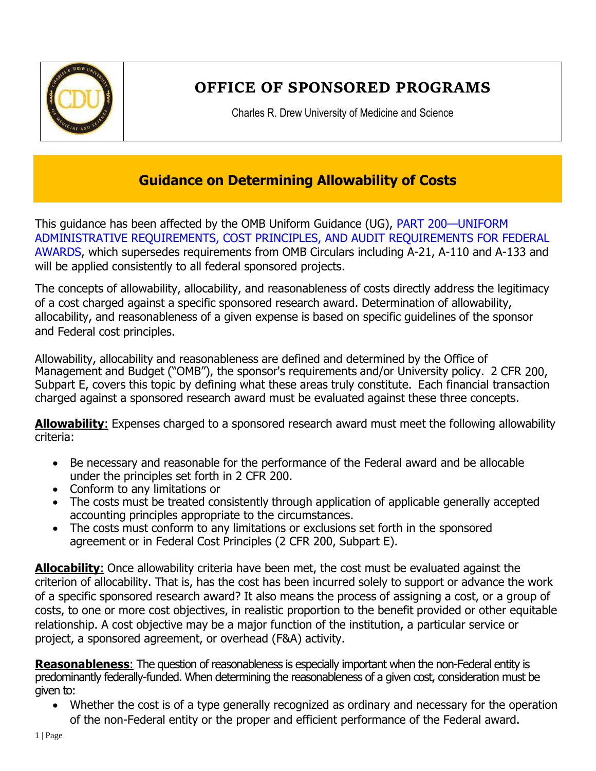# OFFICE OF SPONSORED PROGRAMS

Charles R. Drew University of Medicine and Science

## Guidance on Determining Allowability of Costs

This guidance has been affected by the OMB Uniform Guidance (UG), PART 200—UNIFORM ADMINISTRATIVE REQUIREMENTS, COST PRINCIPLES, AND AUDIT REQUIREMENTS FOR FEDERAL AWARDS, which supersedes requirements from OMB Circulars including A-21, A-110 and A-133 and will be applied consistently to all federal sponsored projects.

The concepts of allowability, allocability, and reasonableness of costs directly address the legitimacy of a cost charged against a specific sponsored research award. Determination of allowability, allocability, and reasonableness of a given expense is based on specific guidelines of the sponsor and Federal cost principles.

Allowability, allocability and reasonableness are defined and determined by the Office of Management and Budget ("OMB"), the sponsor's requirements and/or University policy. 2 CFR 200, Subpart E, covers this topic by defining what these areas truly constitute. Each financial transaction charged against a sponsored research award must be evaluated against these three concepts.

**Allowability**: Expenses charged to a sponsored research award must meet the following allowability criteria:

- Be necessary and reasonable for the performance of the Federal award and be allocable under the principles set forth in 2 CFR 200.
- Conform to any limitations or
- The costs must be treated consistently through application of applicable generally accepted accounting principles appropriate to the circumstances.
- The costs must conform to any limitations or exclusions set forth in the sponsored agreement or in Federal Cost Principles (2 CFR 200, Subpart E).

**Allocability**: Once allowability criteria have been met, the cost must be evaluated against the criterion of allocability. That is, has the cost has been incurred solely to support or advance the work of a specific sponsored research award? It also means the process of assigning a cost, or a group of costs, to one or more cost objectives, in realistic proportion to the benefit provided or other equitable relationship. A cost objective may be a major function of the institution, a particular service or project, a sponsored agreement, or overhead (F&A) activity.

**Reasonableness**: The question of reasonableness is especially important when the non-Federal entity is predominantly federally-funded. When determining the reasonableness of a given cost, consideration must be given to:

- Whether the cost is of a type generally recognized as ordinary and necessary for the operation of the non-Federal entity or the proper and efficient performance of the Federal award.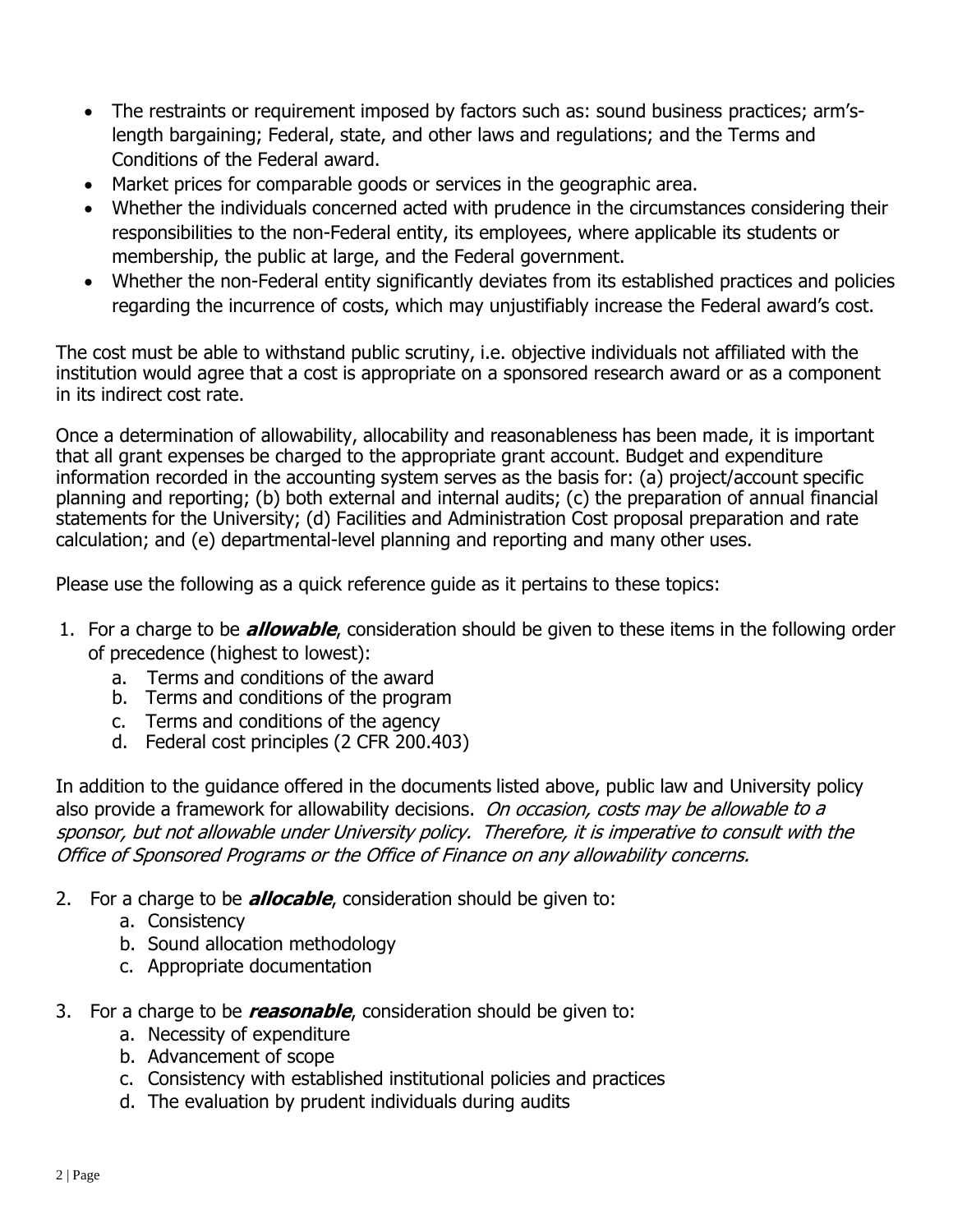- The restraints or requirement imposed by factors such as: sound business practices; arm's-length bargaining; Federal, state, and other laws and regulations; and the Terms and Conditions of the Federal award.
- Market prices for comparable goods or services in the geographic area.
- Whether the individuals concerned acted with prudence in the circumstances considering their responsibilities to the non-Federal entity, its employees, where applicable its students or membership, the public at large, and the Federal government.
- Whether the non-Federal entity significantly deviates from its established practices and policies regarding the incurrence of costs, which may unjustifiably increase the Federal award's cost.

The cost must be able to withstand public scrutiny, i.e. objective individuals not affiliated with the institution would agree that a cost is appropriate on a sponsored research award or as a component in its indirect cost rate.

Once a determination of allowability, allocability and reasonableness has been made, it is important that all grant expenses be charged to the appropriate grant account. Budget and expenditure information recorded in the accounting system serves as the basis for: (a) project/account specific planning and reporting; (b) both external and internal audits; (c) the preparation of annual financial statements for the University; (d) Facilities and Administration Cost proposal preparation and rate calculation; and (e) departmental-level planning and reporting and many other uses.

Please use the following as a quick reference guide as it pertains to these topics:

1. For a charge to be ***allowable***, consideration should be given to these items in the following order of precedence (highest to lowest):
   a. Terms and conditions of the award
   b. Terms and conditions of the program
   c. Terms and conditions of the agency
   d. Federal cost principles (2 CFR 200.403)

In addition to the guidance offered in the documents listed above, public law and University policy also provide a framework for allowability decisions. *On occasion, costs may be allowable to a sponsor, but not allowable under University policy. Therefore, it is imperative to consult with the Office of Sponsored Programs or the Office of Finance on any allowability concerns.*

2. For a charge to be ***allocable***, consideration should be given to:
   a. Consistency
   b. Sound allocation methodology
   c. Appropriate documentation

3. For a charge to be ***reasonable***, consideration should be given to:
   a. Necessity of expenditure
   b. Advancement of scope
   c. Consistency with established institutional policies and practices
   d. The evaluation by prudent individuals during audits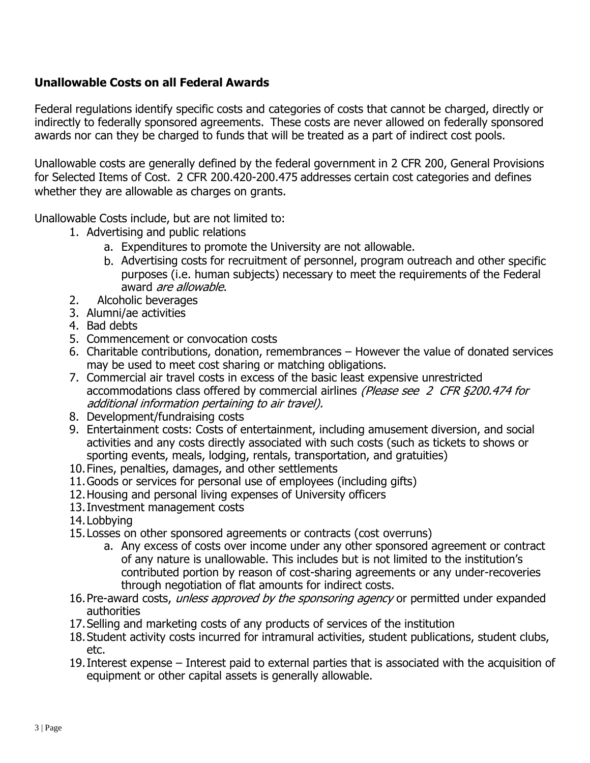## Unallowable Costs on all Federal Awards

Federal regulations identify specific costs and categories of costs that cannot be charged, directly or indirectly to federally sponsored agreements. These costs are never allowed on federally sponsored awards nor can they be charged to funds that will be treated as a part of indirect cost pools.

Unallowable costs are generally defined by the federal government in 2 CFR 200, General Provisions for Selected Items of Cost. 2 CFR 200.420-200.475 addresses certain cost categories and defines whether they are allowable as charges on grants.

Unallowable Costs include, but are not limited to:

1. Advertising and public relations
    a. Expenditures to promote the University are not allowable.
    b. Advertising costs for recruitment of personnel, program outreach and other specific purposes (i.e. human subjects) necessary to meet the requirements of the Federal award *are allowable*.
2. Alcoholic beverages
3. Alumni/ae activities
4. Bad debts
5. Commencement or convocation costs
6. Charitable contributions, donation, remembrances – However the value of donated services may be used to meet cost sharing or matching obligations.
7. Commercial air travel costs in excess of the basic least expensive unrestricted accommodations class offered by commercial airlines *(Please see 2 CFR §200.474 for additional information pertaining to air travel).*
8. Development/fundraising costs
9. Entertainment costs: Costs of entertainment, including amusement diversion, and social activities and any costs directly associated with such costs (such as tickets to shows or sporting events, meals, lodging, rentals, transportation, and gratuities)
10. Fines, penalties, damages, and other settlements
11. Goods or services for personal use of employees (including gifts)
12. Housing and personal living expenses of University officers
13. Investment management costs
14. Lobbying
15. Losses on other sponsored agreements or contracts (cost overruns)
    a. Any excess of costs over income under any other sponsored agreement or contract of any nature is unallowable. This includes but is not limited to the institution's contributed portion by reason of cost-sharing agreements or any under-recoveries through negotiation of flat amounts for indirect costs.
16. Pre-award costs, *unless approved by the sponsoring agency* or permitted under expanded authorities
17. Selling and marketing costs of any products of services of the institution
18. Student activity costs incurred for intramural activities, student publications, student clubs, etc.
19. Interest expense – Interest paid to external parties that is associated with the acquisition of equipment or other capital assets is generally allowable.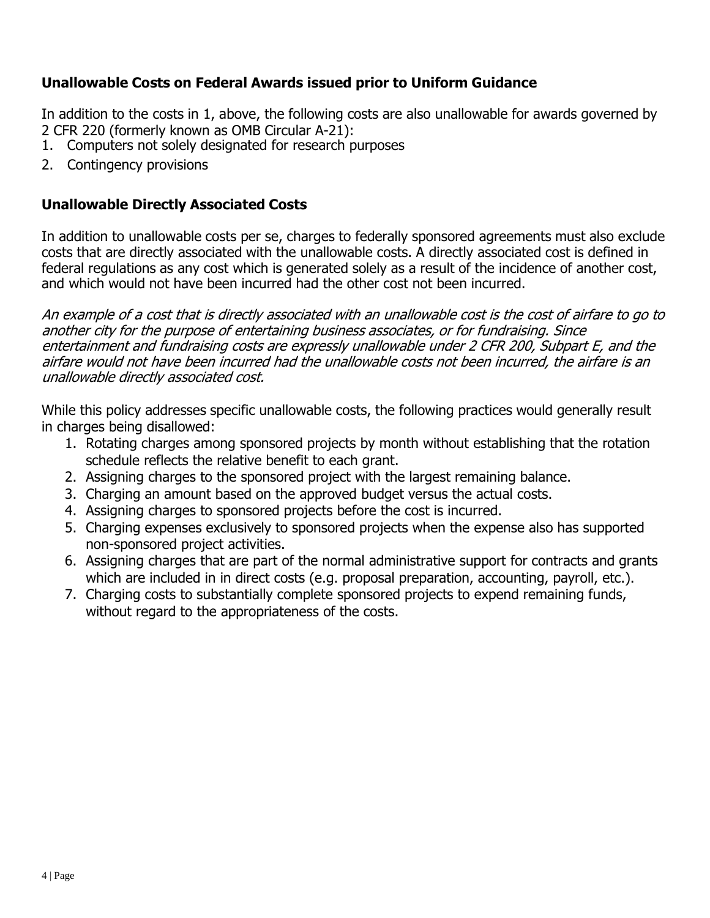## Unallowable Costs on Federal Awards issued prior to Uniform Guidance

In addition to the costs in 1, above, the following costs are also unallowable for awards governed by 2 CFR 220 (formerly known as OMB Circular A-21):

1. Computers not solely designated for research purposes
2. Contingency provisions

## Unallowable Directly Associated Costs

In addition to unallowable costs per se, charges to federally sponsored agreements must also exclude costs that are directly associated with the unallowable costs. A directly associated cost is defined in federal regulations as any cost which is generated solely as a result of the incidence of another cost, and which would not have been incurred had the other cost not been incurred.

*An example of a cost that is directly associated with an unallowable cost is the cost of airfare to go to another city for the purpose of entertaining business associates, or for fundraising. Since entertainment and fundraising costs are expressly unallowable under 2 CFR 200, Subpart E, and the airfare would not have been incurred had the unallowable costs not been incurred, the airfare is an unallowable directly associated cost.*

While this policy addresses specific unallowable costs, the following practices would generally result in charges being disallowed:

1. Rotating charges among sponsored projects by month without establishing that the rotation schedule reflects the relative benefit to each grant.
2. Assigning charges to the sponsored project with the largest remaining balance.
3. Charging an amount based on the approved budget versus the actual costs.
4. Assigning charges to sponsored projects before the cost is incurred.
5. Charging expenses exclusively to sponsored projects when the expense also has supported non-sponsored project activities.
6. Assigning charges that are part of the normal administrative support for contracts and grants which are included in in direct costs (e.g. proposal preparation, accounting, payroll, etc.).
7. Charging costs to substantially complete sponsored projects to expend remaining funds, without regard to the appropriateness of the costs.